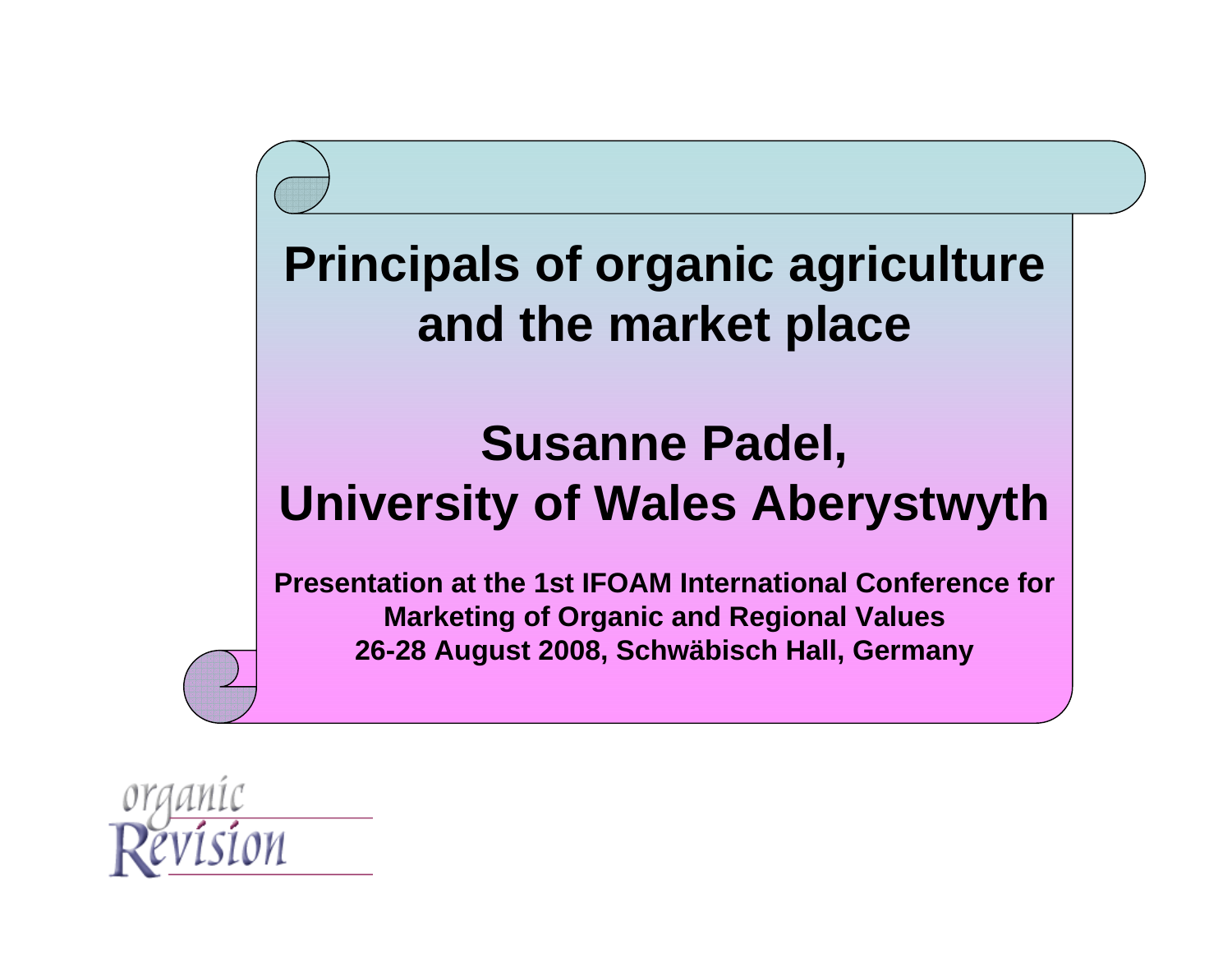# Principals of organic agriculture and the market place

## Susanne Padel, University of Wales Aberystwyth

**Presentation at the 1st IFOAM International Conference for Marketing of Organic and Regional Values 26-28 August 2008, Schwäbisch Hall, Germany**

organic Revision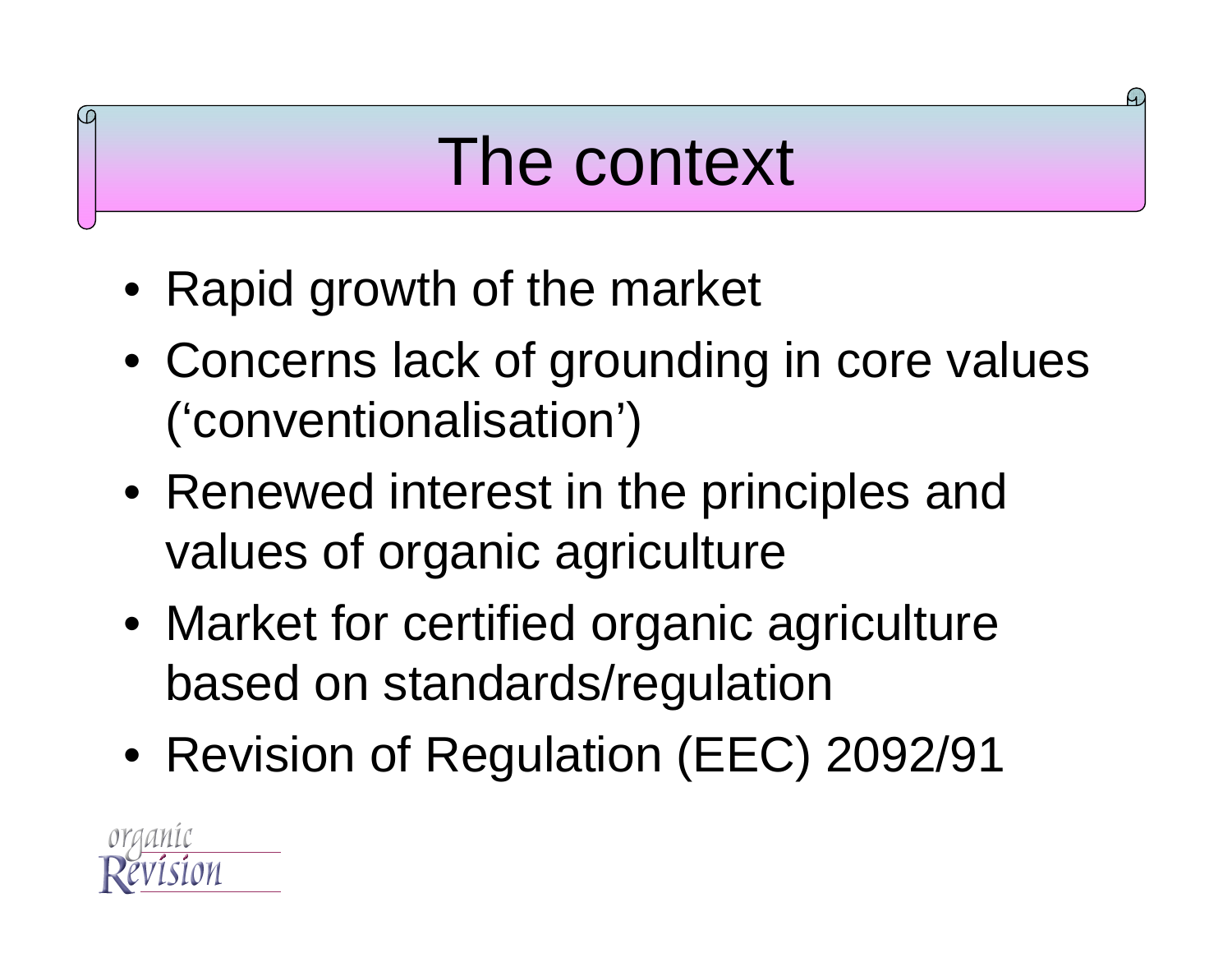# The context

- Rapid growth of the market
- Concerns lack of grounding in core values (‘conventionalisation’)
- Renewed interest in the principles and values of organic agriculture
- Market for certified organic agriculture based on standards/regulation
- Revision of Regulation (EEC) 2092/91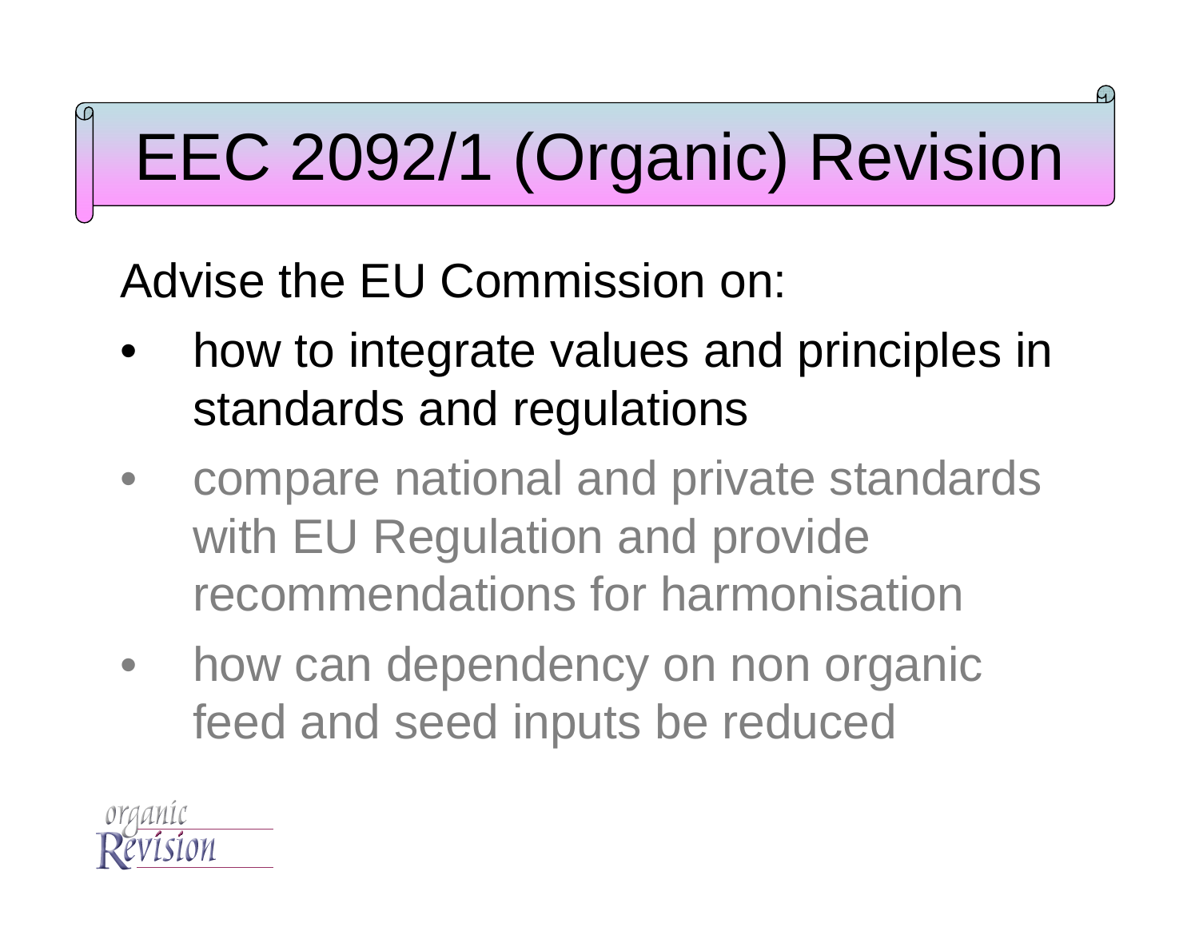# EEC 2092/1 (Organic) Revision

Advise the EU Commission on:

- how to integrate values and principles in standards and regulations
- compare national and private standards with EU Regulation and provide recommendations for harmonisation
- how can dependency on non organic feed and seed inputs be reduced

organic Revision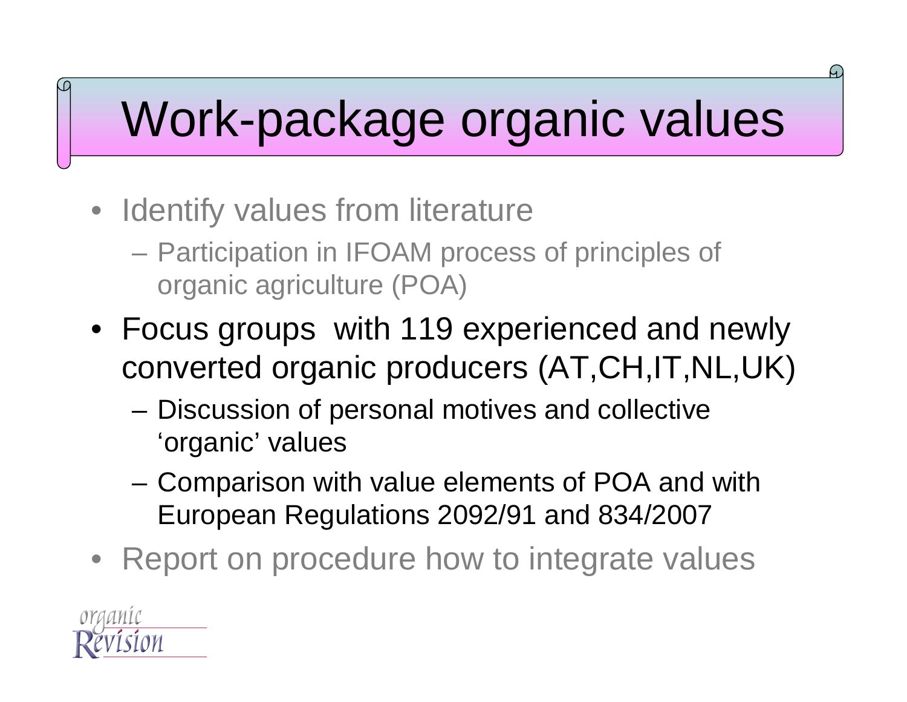# Work-package organic values

- Identify values from literature
  - Participation in IFOAM process of principles of organic agriculture (POA)
- Focus groups with 119 experienced and newly converted organic producers (AT,CH,IT,NL,UK)
  - Discussion of personal motives and collective 'organic' values
  - Comparison with value elements of POA and with European Regulations 2092/91 and 834/2007
- Report on procedure how to integrate values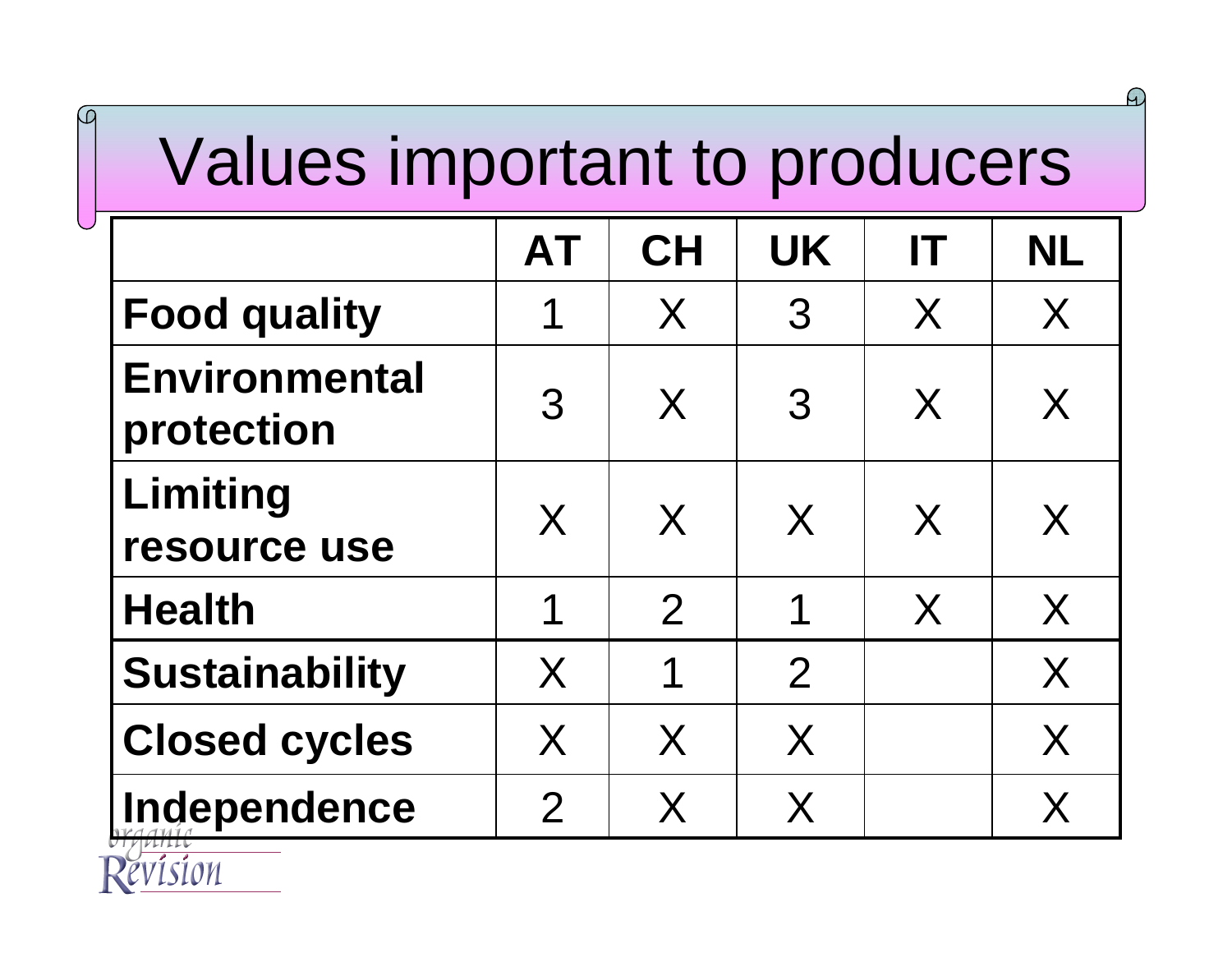# Values important to producers

| | AT | CH | UK | IT | NL |
|---|---|---|---|---|---|
| **Food quality** | 1 | X | 3 | X | X |
| **Environmental protection** | 3 | X | 3 | X | X |
| **Limiting resource use** | X | X | X | X | X |
| **Health** | 1 | 2 | 1 | X | X |
| **Sustainability** | X | 1 | 2 | | X |
| **Closed cycles** | X | X | X | | X |
| **Independence** | 2 | X | X | | X |

organic Revision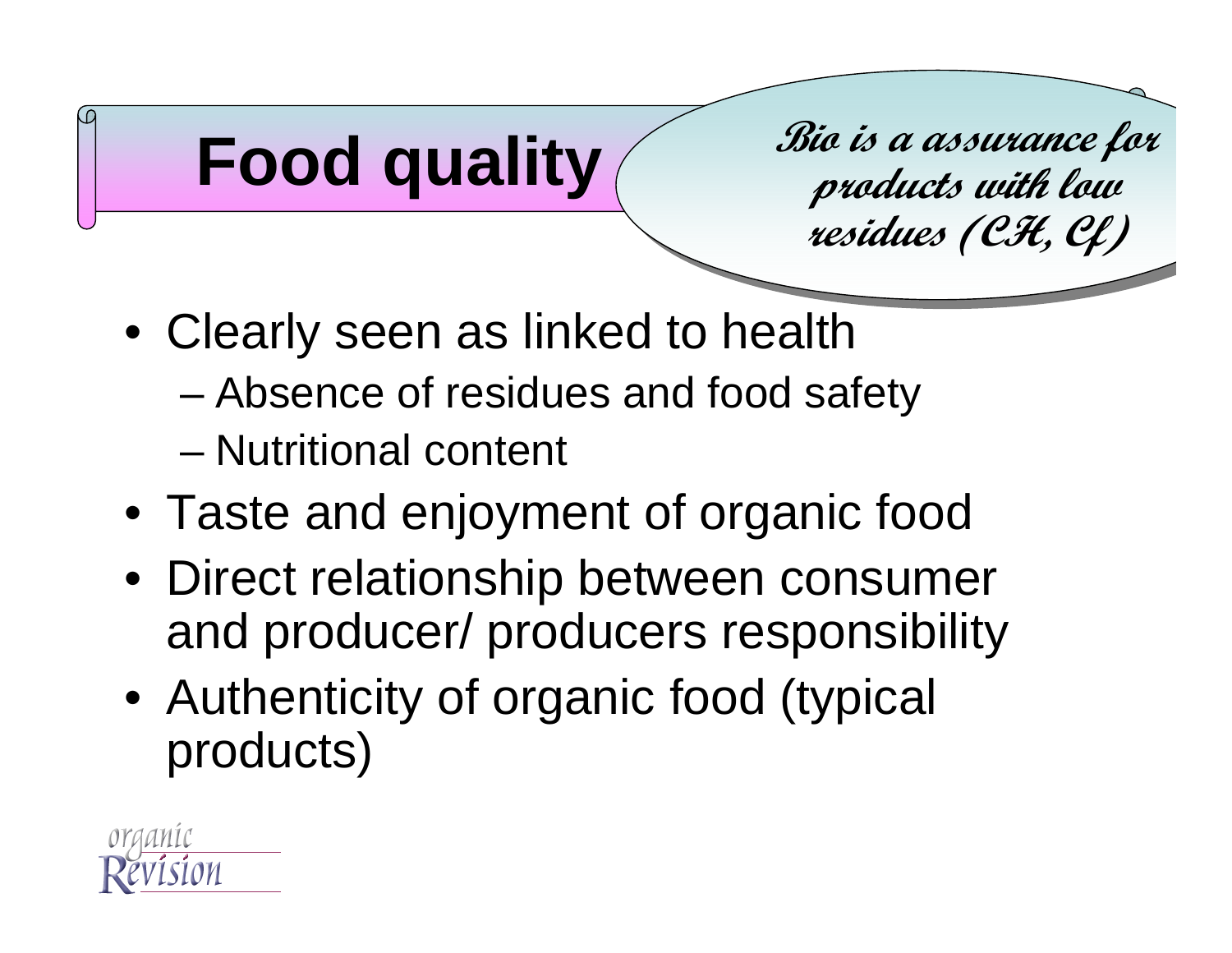# Food quality

*Bio is a assurance for products with low residues (CH, Cf)*

- Clearly seen as linked to health
  - Absence of residues and food safety
  - Nutritional content
- Taste and enjoyment of organic food
- Direct relationship between consumer and producer/ producers responsibility
- Authenticity of organic food (typical products)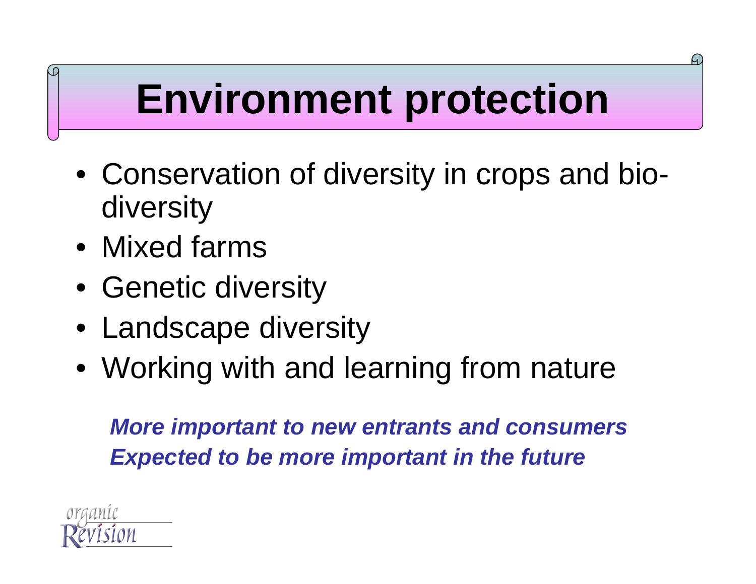# Environment protection

- Conservation of diversity in crops and bio-diversity
- Mixed farms
- Genetic diversity
- Landscape diversity
- Working with and learning from nature

***More important to new entrants and consumers***
***Expected to be more important in the future***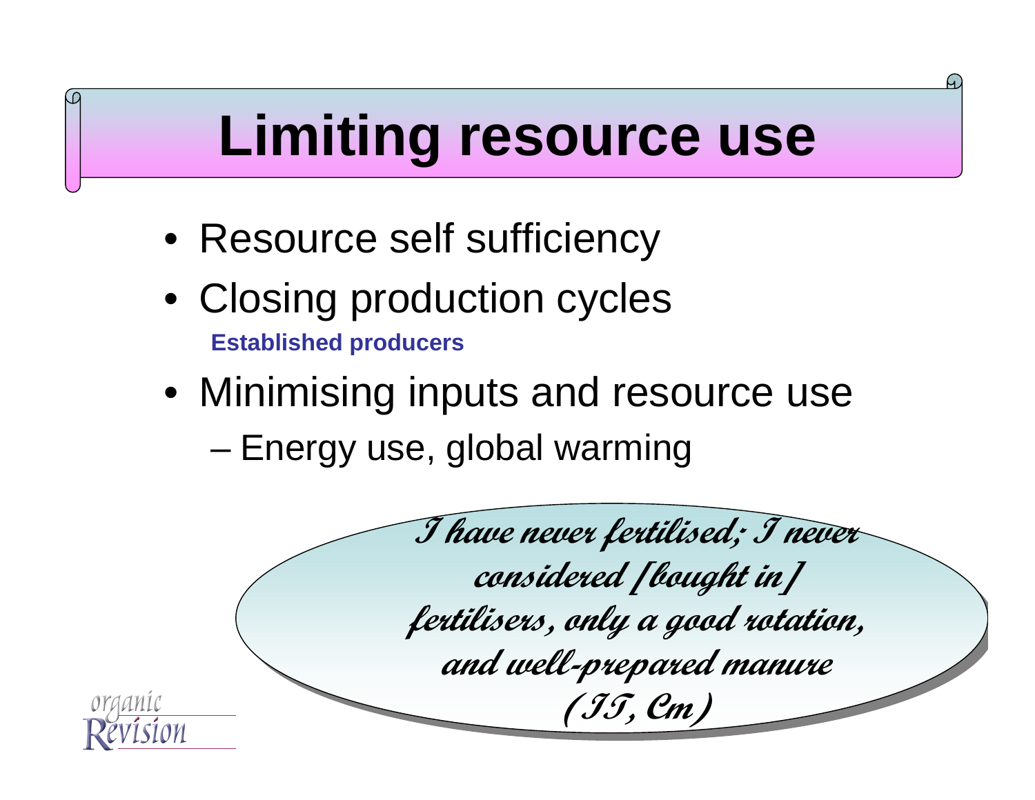# Limiting resource use

- Resource self sufficiency
- Closing production cycles

  **Established producers**

- Minimising inputs and resource use
  - Energy use, global warming

***I have never fertilised; I never considered [bought in] fertilisers, only a good rotation, and well-prepared manure (IT, Cm)***

organic Revision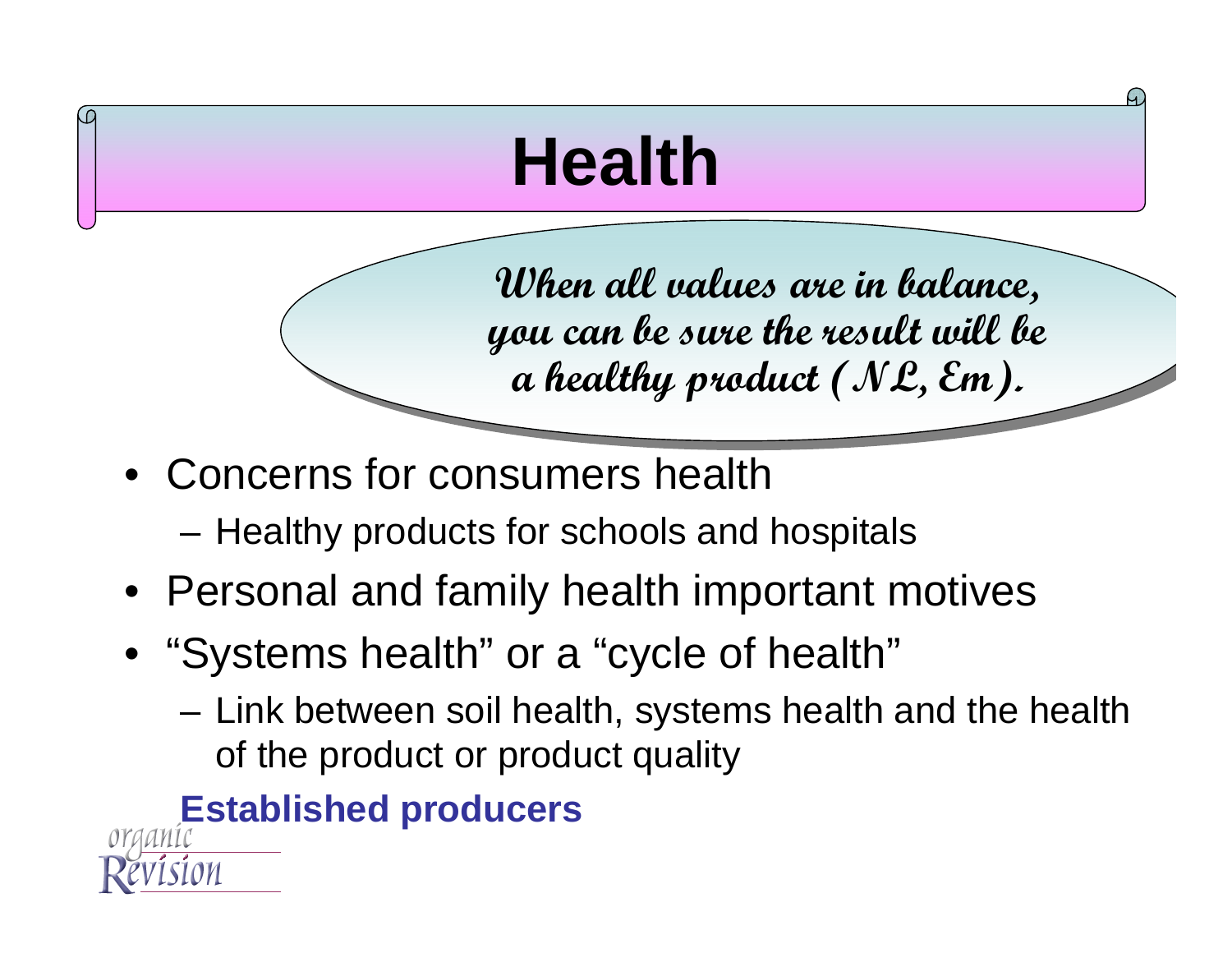# Health

*When all values are in balance, you can be sure the result will be a healthy product (NL, Em).*

- Concerns for consumers health
  - Healthy products for schools and hospitals
- Personal and family health important motives
- "Systems health" or a "cycle of health"
  - Link between soil health, systems health and the health of the product or product quality

**Established producers**

organic Revision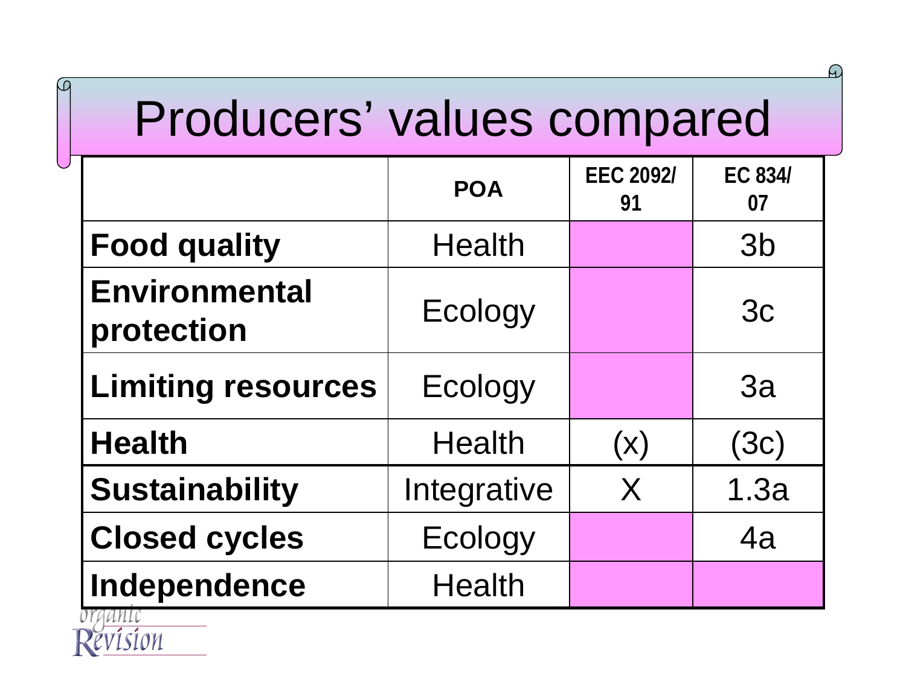# Producers' values compared

| | POA | EEC 2092/ 91 | EC 834/ 07 |
|---|---|---|---|
| **Food quality** | Health | | 3b |
| **Environmental protection** | Ecology | | 3c |
| **Limiting resources** | Ecology | | 3a |
| **Health** | Health | (x) | (3c) |
| **Sustainability** | Integrative | X | 1.3a |
| **Closed cycles** | Ecology | | 4a |
| **Independence** | Health | | |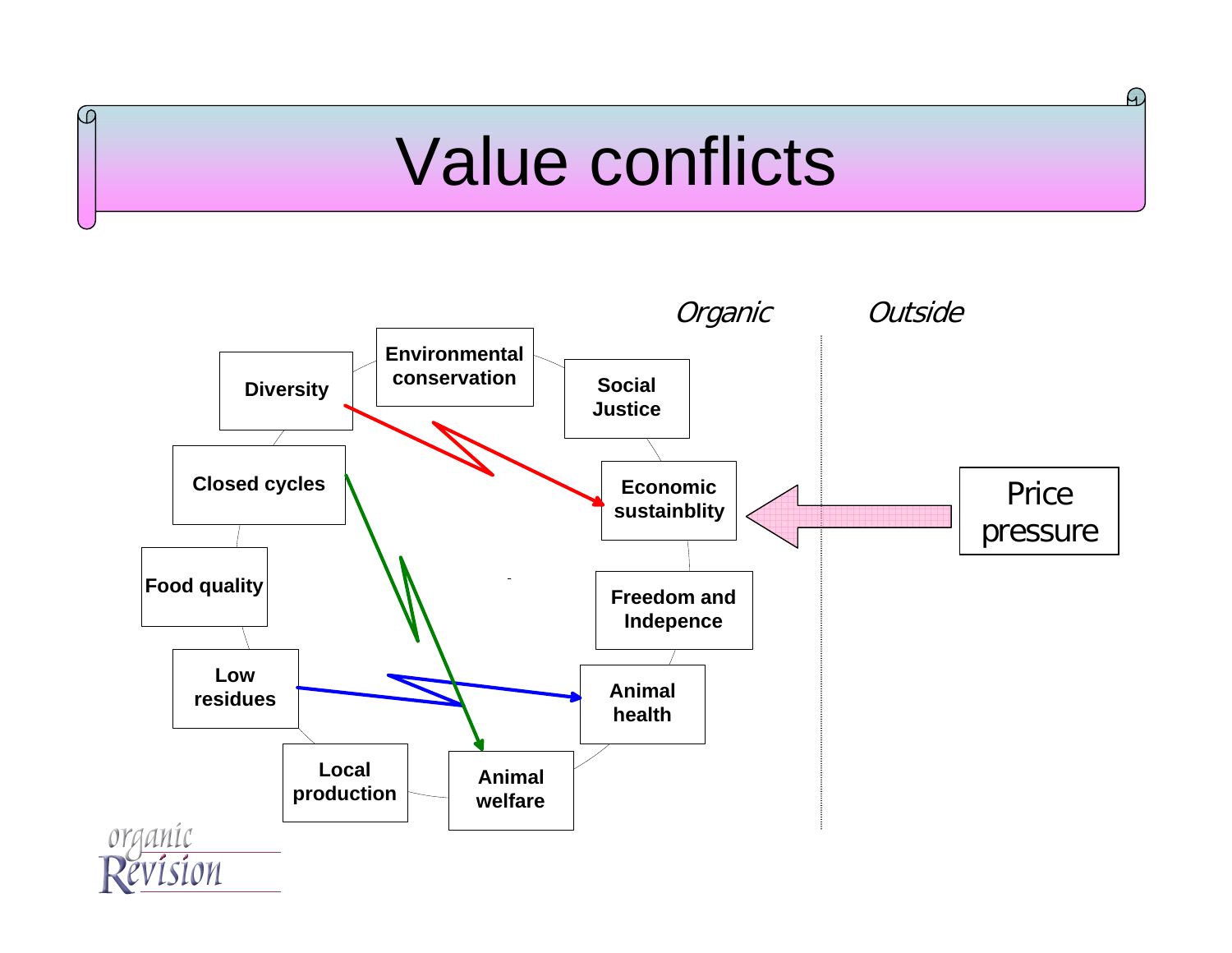# Value conflicts

*Organic* *Outside*

Diversity

Environmental conservation

Social Justice

Closed cycles

Economic sustainblity

Price pressure

Food quality

Freedom and Indepence

Low residues

Animal health

Local production

Animal welfare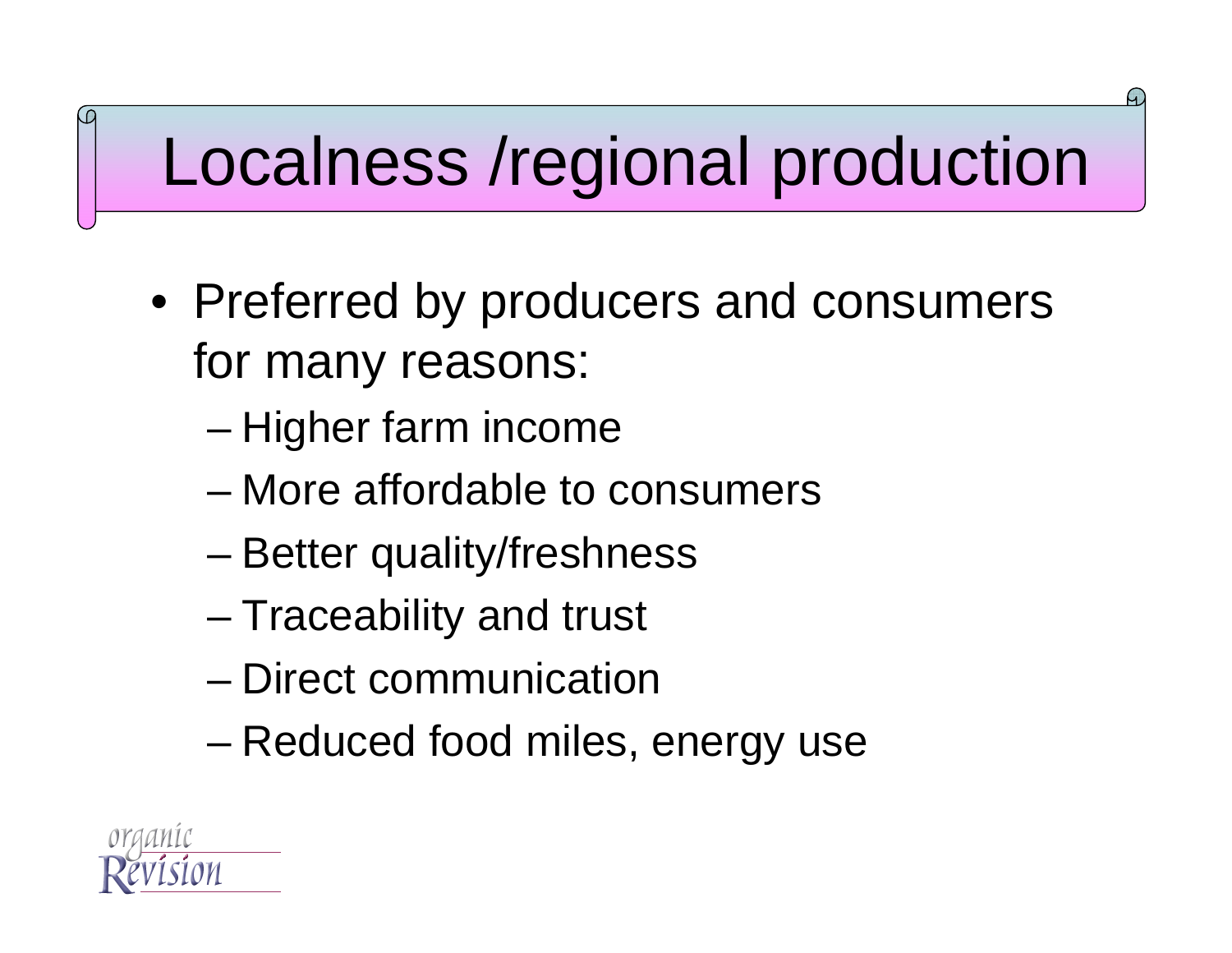# Localness /regional production

- Preferred by producers and consumers for many reasons:
  - Higher farm income
  - More affordable to consumers
  - Better quality/freshness
  - Traceability and trust
  - Direct communication
  - Reduced food miles, energy use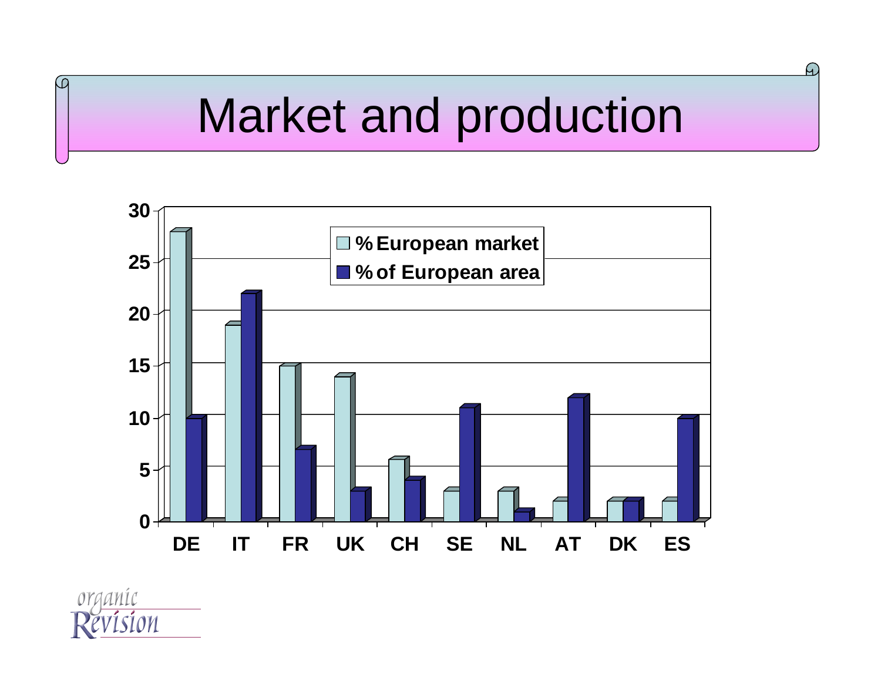# Market and production

| | % European market | % of European area |
|---|---|---|
| DE | 28 | 10 |
| IT | 19 | 22 |
| FR | 15 | 7 |
| UK | 14 | 3 |
| CH | 6 | 4 |
| SE | 3 | 11 |
| NL | 3 | 1 |
| AT | 2 | 12 |
| DK | 2 | 2 |
| ES | 2 | 10 |

organic Revision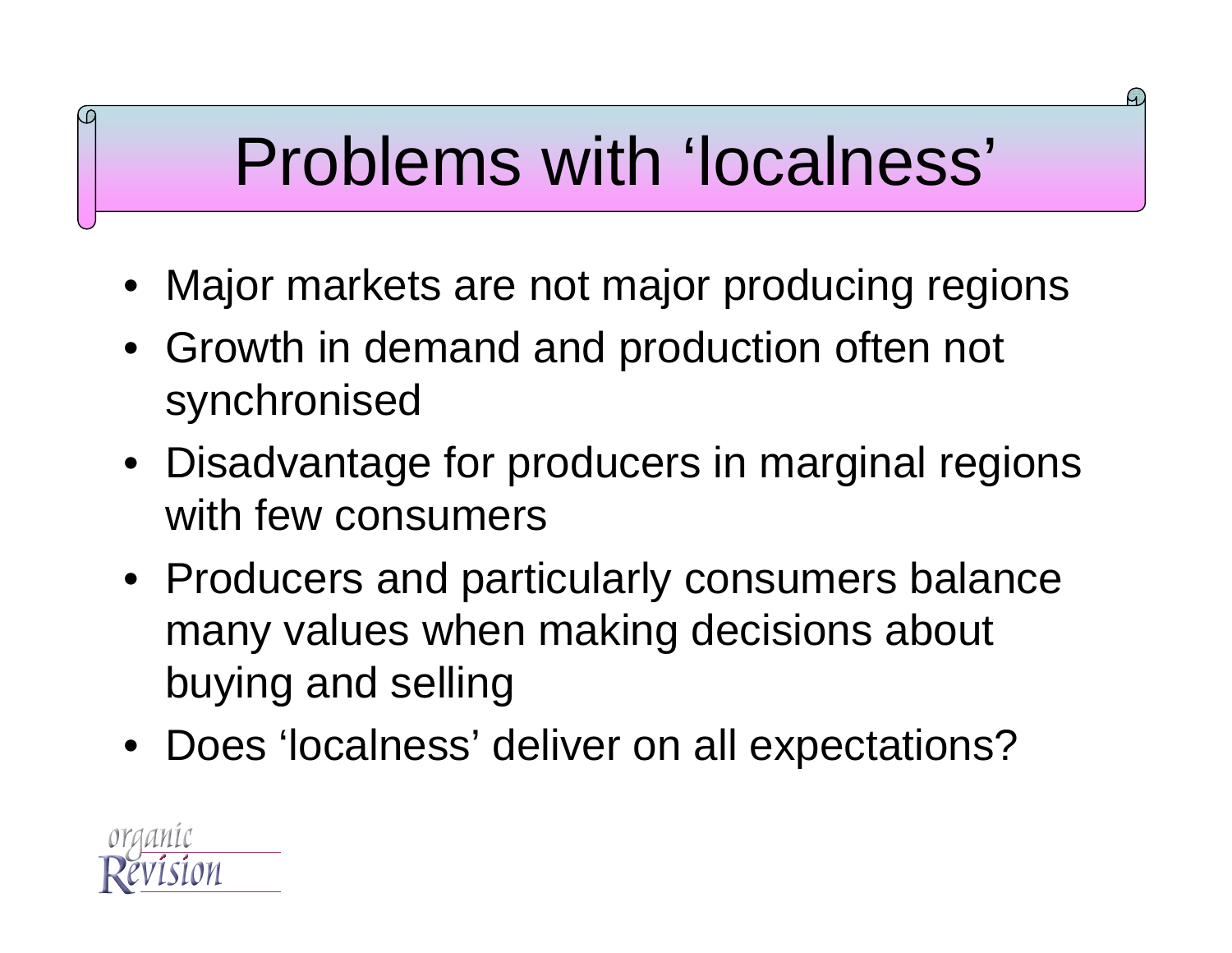# Problems with 'localness'

- Major markets are not major producing regions
- Growth in demand and production often not synchronised
- Disadvantage for producers in marginal regions with few consumers
- Producers and particularly consumers balance many values when making decisions about buying and selling
- Does 'localness' deliver on all expectations?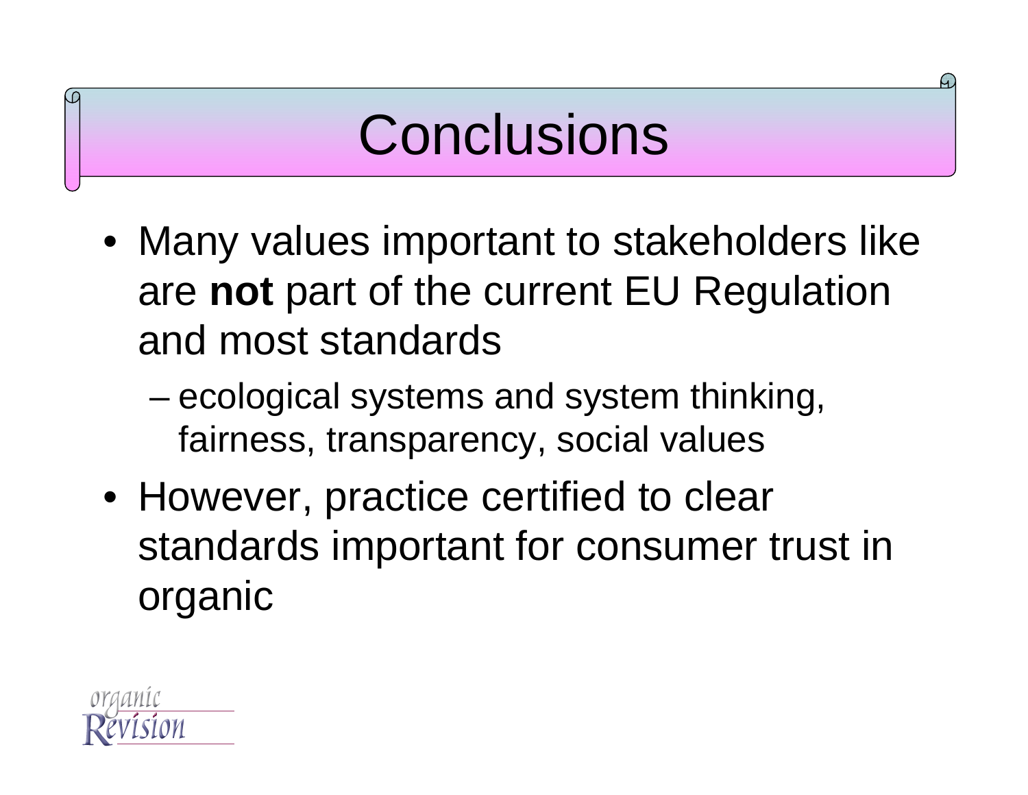# Conclusions

- Many values important to stakeholders like are **not** part of the current EU Regulation and most standards
  - ecological systems and system thinking, fairness, transparency, social values
- However, practice certified to clear standards important for consumer trust in organic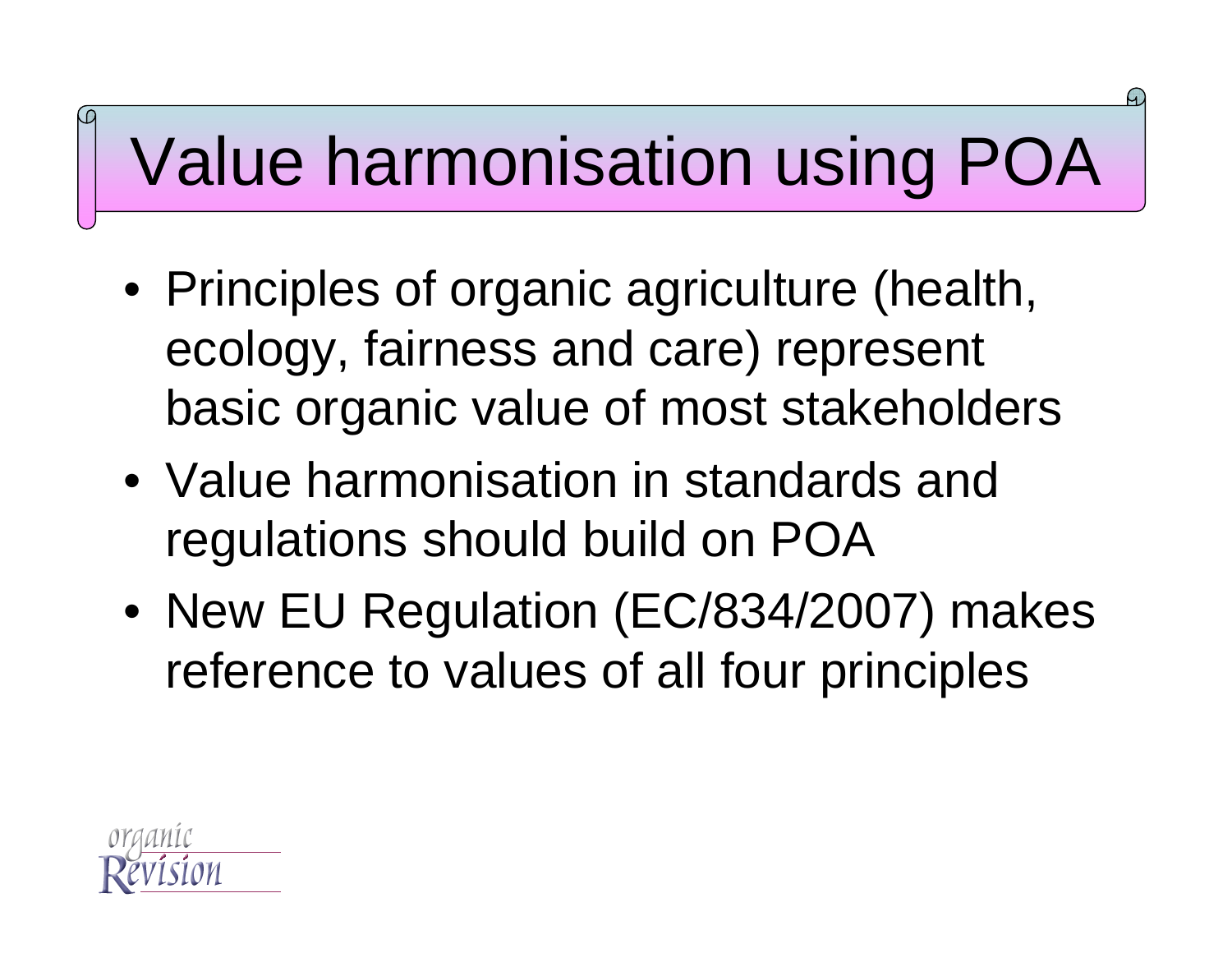# Value harmonisation using POA

- Principles of organic agriculture (health, ecology, fairness and care) represent basic organic value of most stakeholders
- Value harmonisation in standards and regulations should build on POA
- New EU Regulation (EC/834/2007) makes reference to values of all four principles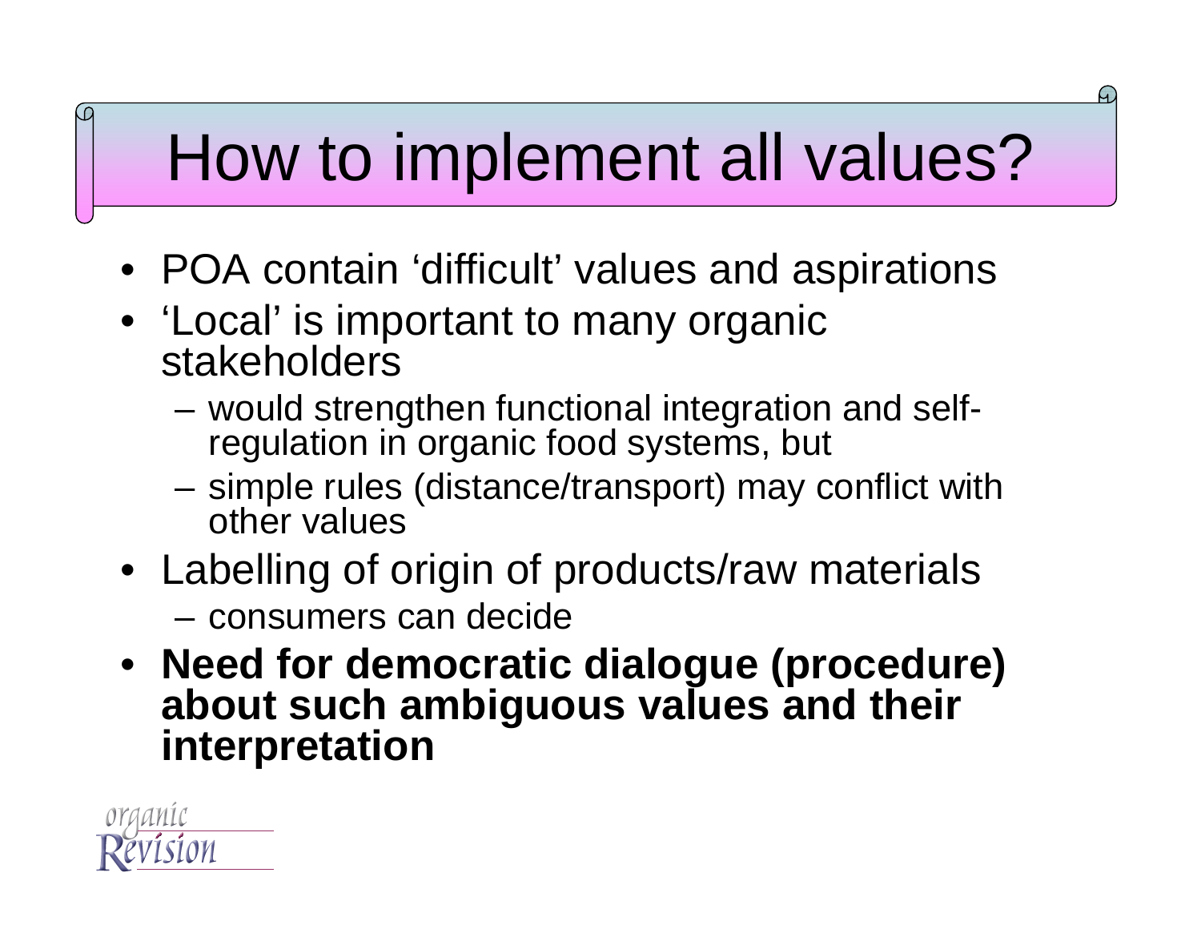# How to implement all values?

- POA contain 'difficult' values and aspirations
- 'Local' is important to many organic stakeholders
  - would strengthen functional integration and self-regulation in organic food systems, but
  - simple rules (distance/transport) may conflict with other values
- Labelling of origin of products/raw materials
  - consumers can decide
- **Need for democratic dialogue (procedure) about such ambiguous values and their interpretation**

organic Revision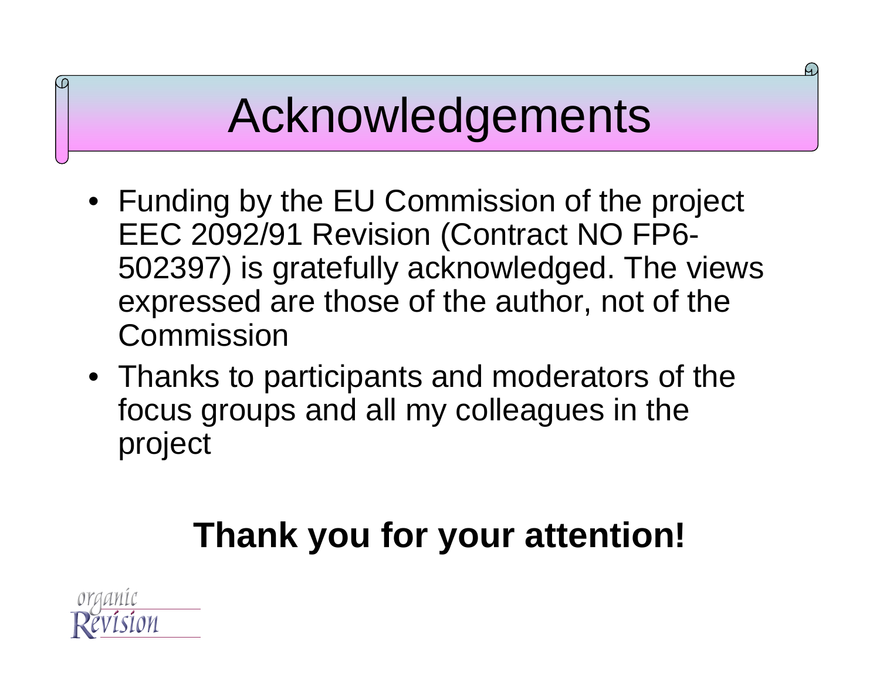# Acknowledgements

- Funding by the EU Commission of the project EEC 2092/91 Revision (Contract NO FP6-502397) is gratefully acknowledged. The views expressed are those of the author, not of the Commission
- Thanks to participants and moderators of the focus groups and all my colleagues in the project

**Thank you for your attention!**

organic Revision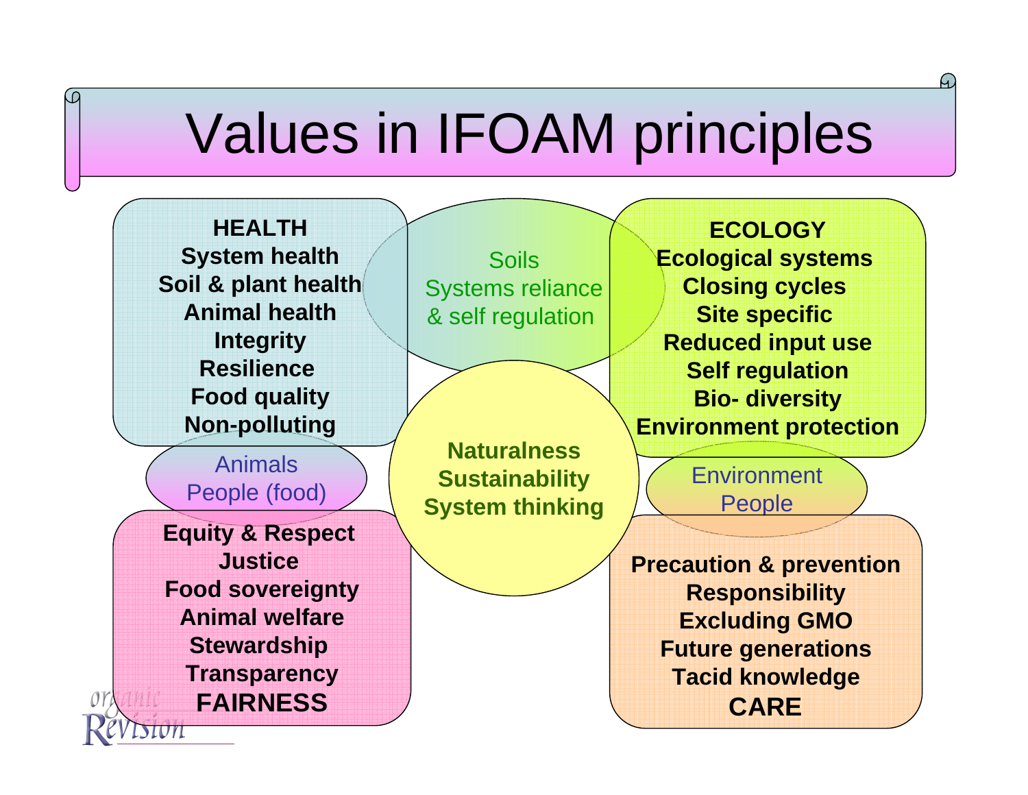# Values in IFOAM principles

**HEALTH**
**System health**
**Soil & plant health**
**Animal health**
**Integrity**
**Resilience**
**Food quality**
**Non-polluting**

Soils
Systems reliance
& self regulation

**ECOLOGY**
**Ecological systems**
**Closing cycles**
**Site specific**
**Reduced input use**
**Self regulation**
**Bio- diversity**
**Environment protection**

Animals
People (food)

**Naturalness**
**Sustainability**
**System thinking**

Environment
People

**Equity & Respect**
**Justice**
**Food sovereignty**
**Animal welfare**
**Stewardship**
**Transparency**
**FAIRNESS**

**Precaution & prevention**
**Responsibility**
**Excluding GMO**
**Future generations**
**Tacid knowledge**
**CARE**

organic Revision